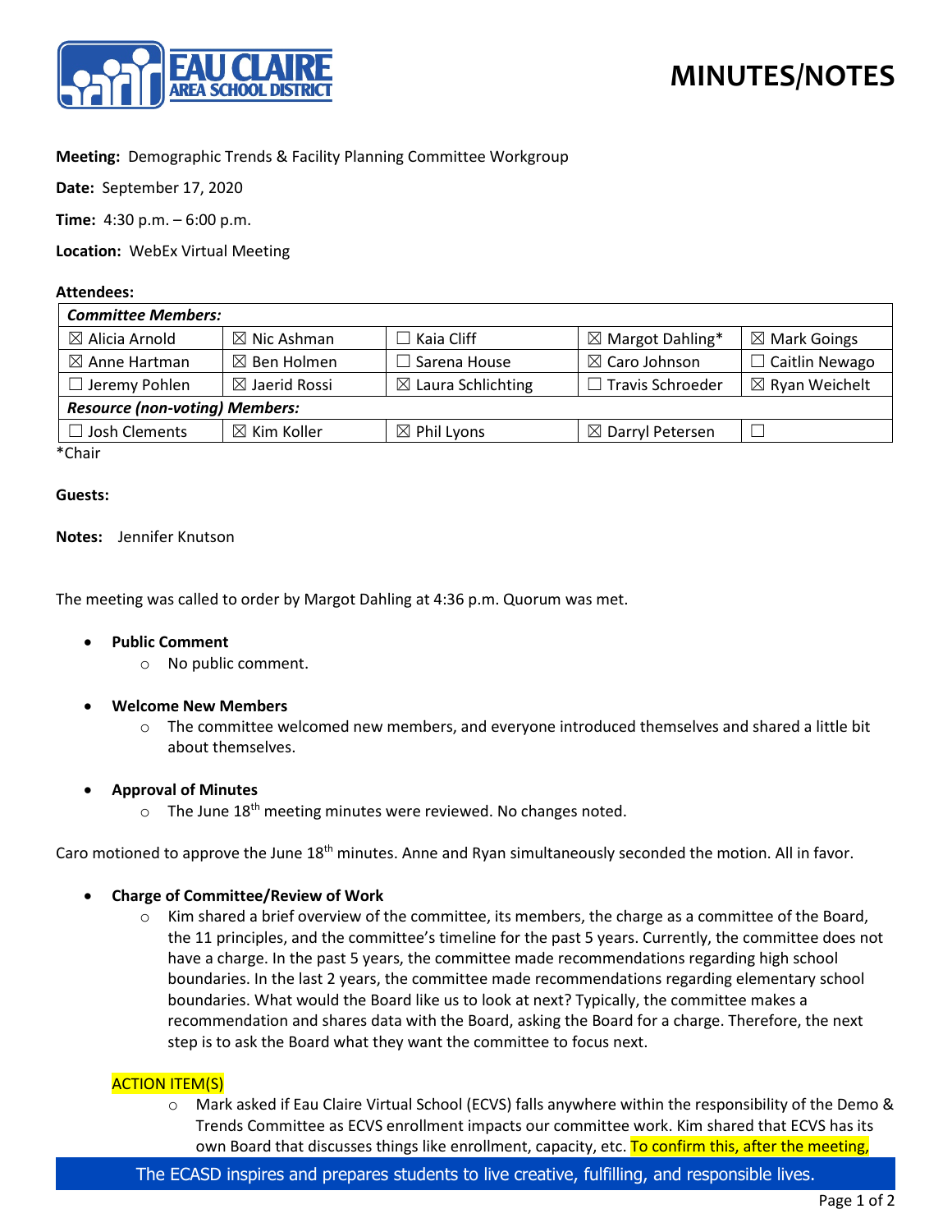# MINUTES/NOTES

**Meeting:** Demographic Trends & Facility Planning Committee Workgroup

**Date:** September 17, 2020

**Time:** 4:30 p.m. – 6:00 p.m.

**Location:** WebEx Virtual Meeting

**Attendees:**

| *Committee Members:* | | | | |
|---|---|---|---|---|
| ☒ Alicia Arnold | ☒ Nic Ashman | ☐ Kaia Cliff | ☒ Margot Dahling* | ☒ Mark Goings |
| ☒ Anne Hartman | ☒ Ben Holmen | ☐ Sarena House | ☒ Caro Johnson | ☐ Caitlin Newago |
| ☐ Jeremy Pohlen | ☒ Jaerid Rossi | ☒ Laura Schlichting | ☐ Travis Schroeder | ☒ Ryan Weichelt |
| *Resource (non-voting) Members:* | | | | |
| ☐ Josh Clements | ☒ Kim Koller | ☒ Phil Lyons | ☒ Darryl Petersen | ☐ |

*Chair

**Guests:**

**Notes:** Jennifer Knutson

The meeting was called to order by Margot Dahling at 4:36 p.m. Quorum was met.

- **Public Comment**
  - No public comment.

- **Welcome New Members**
  - The committee welcomed new members, and everyone introduced themselves and shared a little bit about themselves.

- **Approval of Minutes**
  - The June 18th meeting minutes were reviewed. No changes noted.

Caro motioned to approve the June 18th minutes. Anne and Ryan simultaneously seconded the motion. All in favor.

- **Charge of Committee/Review of Work**
  - Kim shared a brief overview of the committee, its members, the charge as a committee of the Board, the 11 principles, and the committee's timeline for the past 5 years. Currently, the committee does not have a charge. In the past 5 years, the committee made recommendations regarding high school boundaries. In the last 2 years, the committee made recommendations regarding elementary school boundaries. What would the Board like us to look at next? Typically, the committee makes a recommendation and shares data with the Board, asking the Board for a charge. Therefore, the next step is to ask the Board what they want the committee to focus next.

ACTION ITEM(S)

- Mark asked if Eau Claire Virtual School (ECVS) falls anywhere within the responsibility of the Demo & Trends Committee as ECVS enrollment impacts our committee work. Kim shared that ECVS has its own Board that discusses things like enrollment, capacity, etc. To confirm this, after the meeting,

The ECASD inspires and prepares students to live creative, fulfilling, and responsible lives.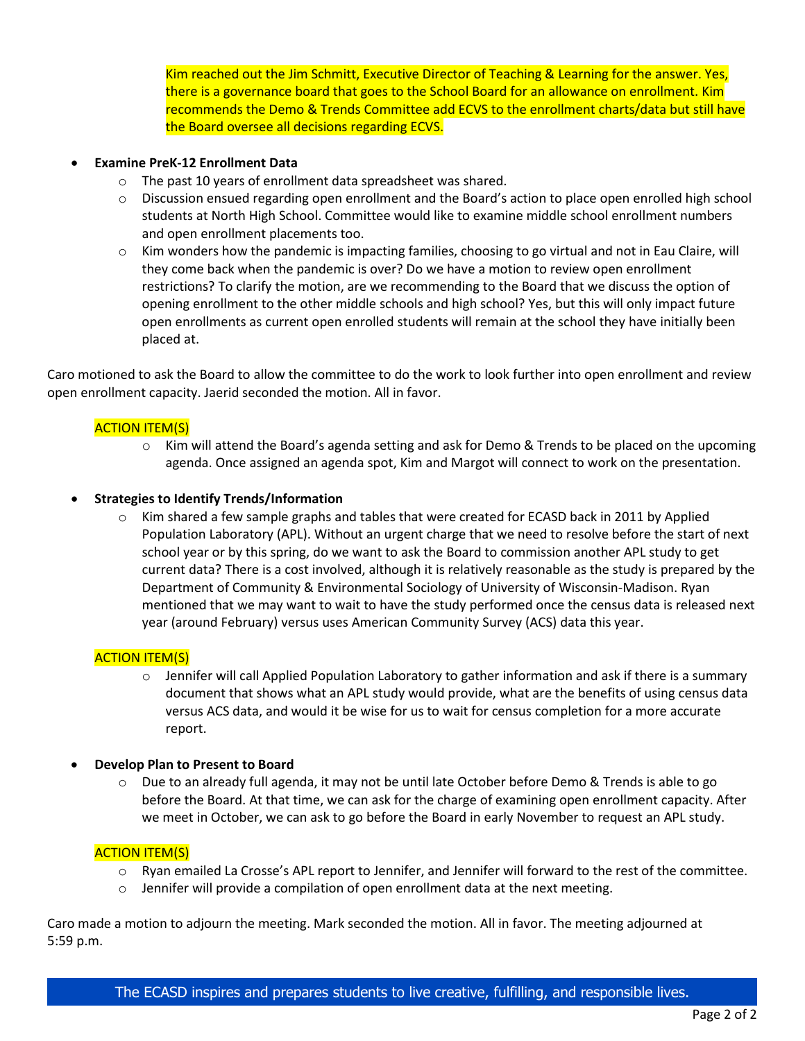Kim reached out the Jim Schmitt, Executive Director of Teaching & Learning for the answer. Yes, there is a governance board that goes to the School Board for an allowance on enrollment. Kim recommends the Demo & Trends Committee add ECVS to the enrollment charts/data but still have the Board oversee all decisions regarding ECVS.

- **Examine PreK-12 Enrollment Data**
  - The past 10 years of enrollment data spreadsheet was shared.
  - Discussion ensued regarding open enrollment and the Board's action to place open enrolled high school students at North High School. Committee would like to examine middle school enrollment numbers and open enrollment placements too.
  - Kim wonders how the pandemic is impacting families, choosing to go virtual and not in Eau Claire, will they come back when the pandemic is over? Do we have a motion to review open enrollment restrictions? To clarify the motion, are we recommending to the Board that we discuss the option of opening enrollment to the other middle schools and high school? Yes, but this will only impact future open enrollments as current open enrolled students will remain at the school they have initially been placed at.

Caro motioned to ask the Board to allow the committee to do the work to look further into open enrollment and review open enrollment capacity. Jaerid seconded the motion. All in favor.

ACTION ITEM(S)

- Kim will attend the Board's agenda setting and ask for Demo & Trends to be placed on the upcoming agenda. Once assigned an agenda spot, Kim and Margot will connect to work on the presentation.

- **Strategies to Identify Trends/Information**
  - Kim shared a few sample graphs and tables that were created for ECASD back in 2011 by Applied Population Laboratory (APL). Without an urgent charge that we need to resolve before the start of next school year or by this spring, do we want to ask the Board to commission another APL study to get current data? There is a cost involved, although it is relatively reasonable as the study is prepared by the Department of Community & Environmental Sociology of University of Wisconsin-Madison. Ryan mentioned that we may want to wait to have the study performed once the census data is released next year (around February) versus uses American Community Survey (ACS) data this year.

ACTION ITEM(S)

- Jennifer will call Applied Population Laboratory to gather information and ask if there is a summary document that shows what an APL study would provide, what are the benefits of using census data versus ACS data, and would it be wise for us to wait for census completion for a more accurate report.

- **Develop Plan to Present to Board**
  - Due to an already full agenda, it may not be until late October before Demo & Trends is able to go before the Board. At that time, we can ask for the charge of examining open enrollment capacity. After we meet in October, we can ask to go before the Board in early November to request an APL study.

ACTION ITEM(S)

- Ryan emailed La Crosse's APL report to Jennifer, and Jennifer will forward to the rest of the committee.
- Jennifer will provide a compilation of open enrollment data at the next meeting.

Caro made a motion to adjourn the meeting. Mark seconded the motion. All in favor. The meeting adjourned at 5:59 p.m.

The ECASD inspires and prepares students to live creative, fulfilling, and responsible lives.